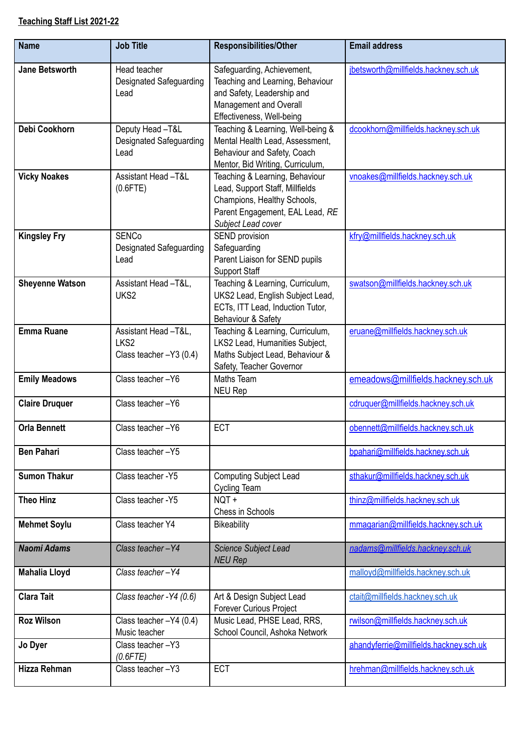**Teaching Staff List 2021-22**

| Name | Job Title | Responsibilities/Other | Email address |
|---|---|---|---|
| **Jane Betsworth** | Head teacher<br>Designated Safeguarding Lead | Safeguarding, Achievement, Teaching and Learning, Behaviour and Safety, Leadership and Management and Overall Effectiveness, Well-being | jbetsworth@millfields.hackney.sch.uk |
| **Debi Cookhorn** | Deputy Head –T&L<br>Designated Safeguarding Lead | Teaching & Learning, Well-being & Mental Health Lead, Assessment, Behaviour and Safety, Coach Mentor, Bid Writing, Curriculum, | dcookhorn@millfields.hackney.sch.uk |
| **Vicky Noakes** | Assistant Head –T&L (0.6FTE) | Teaching & Learning, Behaviour Lead, Support Staff, Millfields Champions, Healthy Schools, Parent Engagement, EAL Lead, *RE Subject Lead cover* | vnoakes@millfields.hackney.sch.uk |
| **Kingsley Fry** | SENCo<br>Designated Safeguarding Lead | SEND provision<br>Safeguarding<br>Parent Liaison for SEND pupils<br>Support Staff | kfry@millfields.hackney.sch.uk |
| **Sheyenne Watson** | Assistant Head –T&L, UKS2 | Teaching & Learning, Curriculum, UKS2 Lead, English Subject Lead, ECTs, ITT Lead, Induction Tutor, Behaviour & Safety | swatson@millfields.hackney.sch.uk |
| **Emma Ruane** | Assistant Head –T&L, LKS2<br>Class teacher –Y3 (0.4) | Teaching & Learning, Curriculum, LKS2 Lead, Humanities Subject, Maths Subject Lead, Behaviour & Safety, Teacher Governor | eruane@millfields.hackney.sch.uk |
| **Emily Meadows** | Class teacher –Y6 | Maths Team<br>NEU Rep | emeadows@millfields.hackney.sch.uk |
| **Claire Druquer** | Class teacher –Y6 | | cdruquer@millfields.hackney.sch.uk |
| **Orla Bennett** | Class teacher –Y6 | ECT | obennett@millfields.hackney.sch.uk |
| **Ben Pahari** | Class teacher –Y5 | | bpahari@millfields.hackney.sch.uk |
| **Sumon Thakur** | Class teacher -Y5 | Computing Subject Lead<br>Cycling Team | sthakur@millfields.hackney.sch.uk |
| **Theo Hinz** | Class teacher -Y5 | NQT +<br>Chess in Schools | thinz@millfields.hackney.sch.uk |
| **Mehmet Soylu** | Class teacher Y4 | Bikeability | mmagarian@millfields.hackney.sch.uk |
| ***Naomi Adams*** | *Class teacher –Y4* | *Science Subject Lead*<br>*NEU Rep* | *nadams@millfields.hackney.sch.uk* |
| **Mahalia Lloyd** | *Class teacher –Y4* | | malloyd@millfields.hackney.sch.uk |
| **Clara Tait** | *Class teacher -Y4 (0.6)* | Art & Design Subject Lead<br>Forever Curious Project | ctait@millfields.hackney.sch.uk |
| **Roz Wilson** | Class teacher –Y4 (0.4)<br>Music teacher | Music Lead, PHSE Lead, RRS, School Council, Ashoka Network | rwilson@millfields.hackney.sch.uk |
| **Jo Dyer** | Class teacher –Y3<br>*(0.6FTE)* | | ahandyferrie@millfields.hackney.sch.uk |
| **Hizza Rehman** | Class teacher –Y3 | ECT | hrehman@millfields.hackney.sch.uk |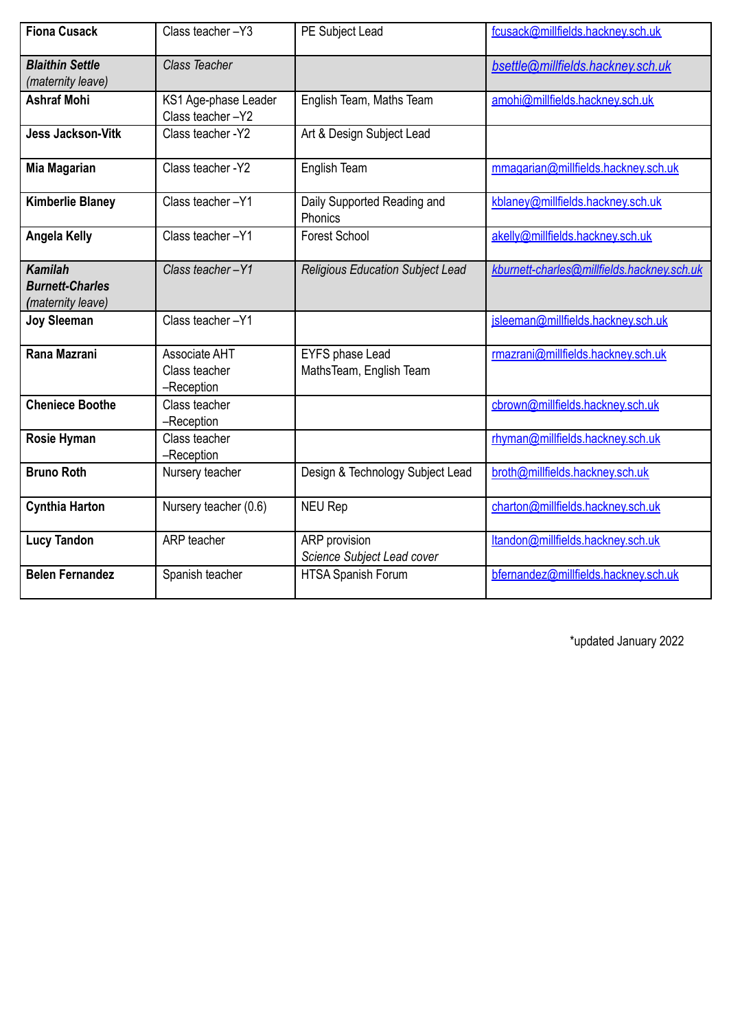| | | | |
|---|---|---|---|
| **Fiona Cusack** | Class teacher –Y3 | PE Subject Lead | fcusack@millfields.hackney.sch.uk |
| ***Blaithin Settle*** *(maternity leave)* | *Class Teacher* | | *bsettle@millfields.hackney.sch.uk* |
| **Ashraf Mohi** | KS1 Age-phase Leader Class teacher –Y2 | English Team, Maths Team | amohi@millfields.hackney.sch.uk |
| **Jess Jackson-Vitk** | Class teacher -Y2 | Art & Design Subject Lead | |
| **Mia Magarian** | Class teacher -Y2 | English Team | mmagarian@millfields.hackney.sch.uk |
| **Kimberlie Blaney** | Class teacher –Y1 | Daily Supported Reading and Phonics | kblaney@millfields.hackney.sch.uk |
| **Angela Kelly** | Class teacher –Y1 | Forest School | akelly@millfields.hackney.sch.uk |
| ***Kamilah Burnett-Charles*** *(maternity leave)* | *Class teacher –Y1* | *Religious Education Subject Lead* | *kburnett-charles@millfields.hackney.sch.uk* |
| **Joy Sleeman** | Class teacher –Y1 | | jsleeman@millfields.hackney.sch.uk |
| **Rana Mazrani** | Associate AHT Class teacher –Reception | EYFS phase Lead MathsTeam, English Team | rmazrani@millfields.hackney.sch.uk |
| **Cheniece Boothe** | Class teacher –Reception | | cbrown@millfields.hackney.sch.uk |
| **Rosie Hyman** | Class teacher –Reception | | rhyman@millfields.hackney.sch.uk |
| **Bruno Roth** | Nursery teacher | Design & Technology Subject Lead | broth@millfields.hackney.sch.uk |
| **Cynthia Harton** | Nursery teacher (0.6) | NEU Rep | charton@millfields.hackney.sch.uk |
| **Lucy Tandon** | ARP teacher | ARP provision *Science Subject Lead cover* | ltandon@millfields.hackney.sch.uk |
| **Belen Fernandez** | Spanish teacher | HTSA Spanish Forum | bfernandez@millfields.hackney.sch.uk |

*updated January 2022